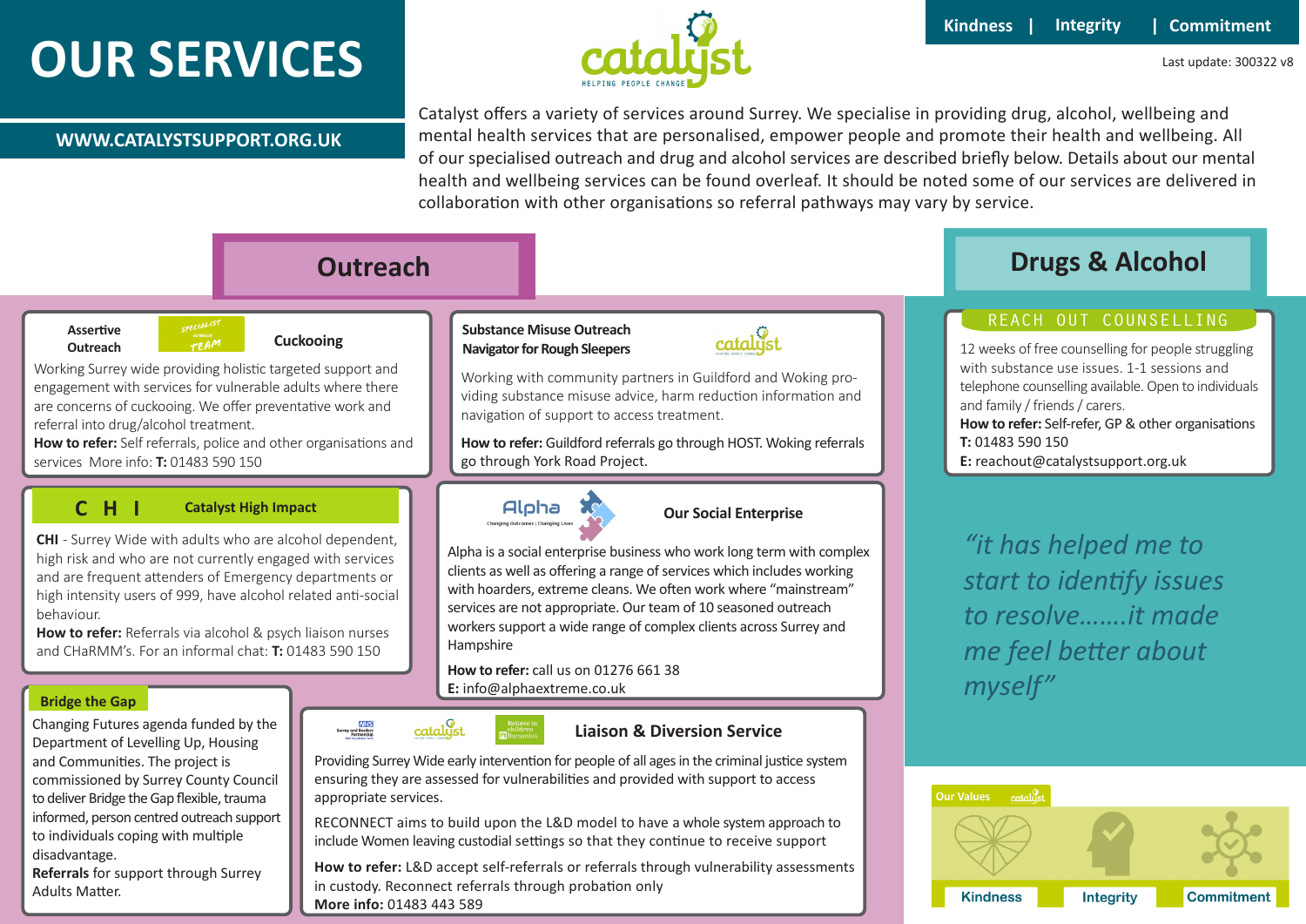# OUR SERVICES

**WWW.CATALYSTSUPPORT.ORG.UK**

catalyst — HELPING PEOPLE CHANGE

**Kindness | Integrity | Commitment**

Last update: 300322 v8

Catalyst offers a variety of services around Surrey. We specialise in providing drug, alcohol, wellbeing and mental health services that are personalised, empower people and promote their health and wellbeing. All of our specialised outreach and drug and alcohol services are described briefly below. Details about our mental health and wellbeing services can be found overleaf. It should be noted some of our services are delivered in collaboration with other organisations so referral pathways may vary by service.

## Outreach

### Assertive Outreach — Specialist Outreach Team — Cuckooing

Working Surrey wide providing holistic targeted support and engagement with services for vulnerable adults where there are concerns of cuckooing. We offer preventative work and referral into drug/alcohol treatment.

**How to refer:** Self referrals, police and other organisations and services More info: **T:** 01483 590 150

### Substance Misuse Outreach Navigator for Rough Sleepers

Working with community partners in Guildford and Woking providing substance misuse advice, harm reduction information and navigation of support to access treatment.

**How to refer:** Guildford referrals go through HOST. Woking referrals go through York Road Project.

### CHI — Catalyst High Impact

**CHI** - Surrey Wide with adults who are alcohol dependent, high risk and who are not currently engaged with services and are frequent attenders of Emergency departments or high intensity users of 999, have alcohol related anti-social behaviour.

**How to refer:** Referrals via alcohol & psych liaison nurses and CHaRMM's. For an informal chat: **T:** 01483 590 150

### Alpha — Our Social Enterprise

Alpha — Changing Outcomes | Changing Lives

Alpha is a social enterprise business who work long term with complex clients as well as offering a range of services which includes working with hoarders, extreme cleans. We often work where "mainstream" services are not appropriate. Our team of 10 seasoned outreach workers support a wide range of complex clients across Surrey and Hampshire

**How to refer:** call us on 01276 661 38

**E:** info@alphaextreme.co.uk

### Bridge the Gap

Changing Futures agenda funded by the Department of Levelling Up, Housing and Communities. The project is commissioned by Surrey County Council to deliver Bridge the Gap flexible, trauma informed, person centred outreach support to individuals coping with multiple disadvantage.

**Referrals** for support through Surrey Adults Matter.

### Liaison & Diversion Service

Providing Surrey Wide early intervention for people of all ages in the criminal justice system ensuring they are assessed for vulnerabilities and provided with support to access appropriate services.

RECONNECT aims to build upon the L&D model to have a whole system approach to include Women leaving custodial settings so that they continue to receive support

**How to refer:** L&D accept self-referrals or referrals through vulnerability assessments in custody. Reconnect referrals through probation only

**More info:** 01483 443 589

## Drugs & Alcohol

### REACH OUT COUNSELLING

12 weeks of free counselling for people struggling with substance use issues. 1-1 sessions and telephone counselling available. Open to individuals and family / friends / carers.

**How to refer:** Self-refer, GP & other organisations

**T:** 01483 590 150

**E:** reachout@catalystsupport.org.uk

*"it has helped me to start to identify issues to resolve…….it made me feel better about myself"*

**Our Values**

Kindness | Integrity | Commitment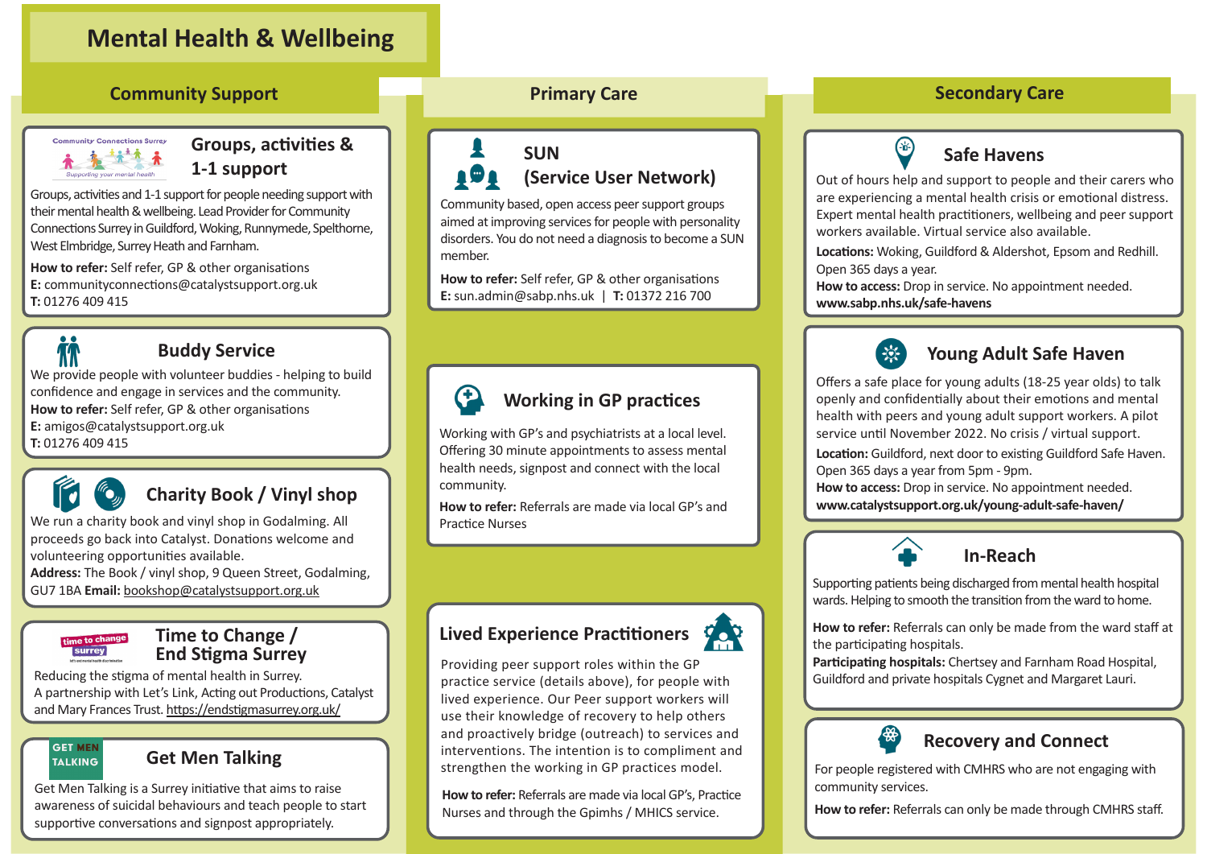# Mental Health & Wellbeing

## Community Support

### Groups, activities & 1-1 support

Community Connections Surrey
Supporting your mental health

Groups, activities and 1-1 support for people needing support with their mental health & wellbeing. Lead Provider for Community Connections Surrey in Guildford, Woking, Runnymede, Spelthorne, West Elmbridge, Surrey Heath and Farnham.

**How to refer:** Self refer, GP & other organisations
**E:** communityconnections@catalystsupport.org.uk
**T:** 01276 409 415

### Buddy Service

We provide people with volunteer buddies - helping to build confidence and engage in services and the community.
**How to refer:** Self refer, GP & other organisations
**E:** amigos@catalystsupport.org.uk
**T:** 01276 409 415

### Charity Book / Vinyl shop

We run a charity book and vinyl shop in Godalming. All proceeds go back into Catalyst. Donations welcome and volunteering opportunities available.
**Address:** The Book / vinyl shop, 9 Queen Street, Godalming, GU7 1BA **Email:** bookshop@catalystsupport.org.uk

### Time to Change / End Stigma Surrey

time to change surrey
let's end mental health discrimination

Reducing the stigma of mental health in Surrey.
A partnership with Let's Link, Acting out Productions, Catalyst and Mary Frances Trust. https://endstigmasurrey.org.uk/

### Get Men Talking

GET MEN TALKING

Get Men Talking is a Surrey initiative that aims to raise awareness of suicidal behaviours and teach people to start supportive conversations and signpost appropriately.

## Primary Care

### SUN (Service User Network)

Community based, open access peer support groups aimed at improving services for people with personality disorders. You do not need a diagnosis to become a SUN member.

**How to refer:** Self refer, GP & other organisations
**E:** sun.admin@sabp.nhs.uk | **T:** 01372 216 700

### Working in GP practices

Working with GP's and psychiatrists at a local level. Offering 30 minute appointments to assess mental health needs, signpost and connect with the local community.

**How to refer:** Referrals are made via local GP's and Practice Nurses

### Lived Experience Practitioners

Providing peer support roles within the GP practice service (details above), for people with lived experience. Our Peer support workers will use their knowledge of recovery to help others and proactively bridge (outreach) to services and interventions. The intention is to compliment and strengthen the working in GP practices model.

**How to refer:** Referrals are made via local GP's, Practice Nurses and through the Gpimhs / MHICS service.

## Secondary Care

### Safe Havens

Out of hours help and support to people and their carers who are experiencing a mental health crisis or emotional distress. Expert mental health practitioners, wellbeing and peer support workers available. Virtual service also available.

**Locations:** Woking, Guildford & Aldershot, Epsom and Redhill. Open 365 days a year.
**How to access:** Drop in service. No appointment needed.
**www.sabp.nhs.uk/safe-havens**

### Young Adult Safe Haven

Offers a safe place for young adults (18-25 year olds) to talk openly and confidentially about their emotions and mental health with peers and young adult support workers. A pilot service until November 2022. No crisis / virtual support.

**Location:** Guildford, next door to existing Guildford Safe Haven. Open 365 days a year from 5pm - 9pm.
**How to access:** Drop in service. No appointment needed.
**www.catalystsupport.org.uk/young-adult-safe-haven/**

### In-Reach

Supporting patients being discharged from mental health hospital wards. Helping to smooth the transition from the ward to home.

**How to refer:** Referrals can only be made from the ward staff at the participating hospitals.
**Participating hospitals:** Chertsey and Farnham Road Hospital, Guildford and private hospitals Cygnet and Margaret Lauri.

### Recovery and Connect

For people registered with CMHRS who are not engaging with community services.

**How to refer:** Referrals can only be made through CMHRS staff.